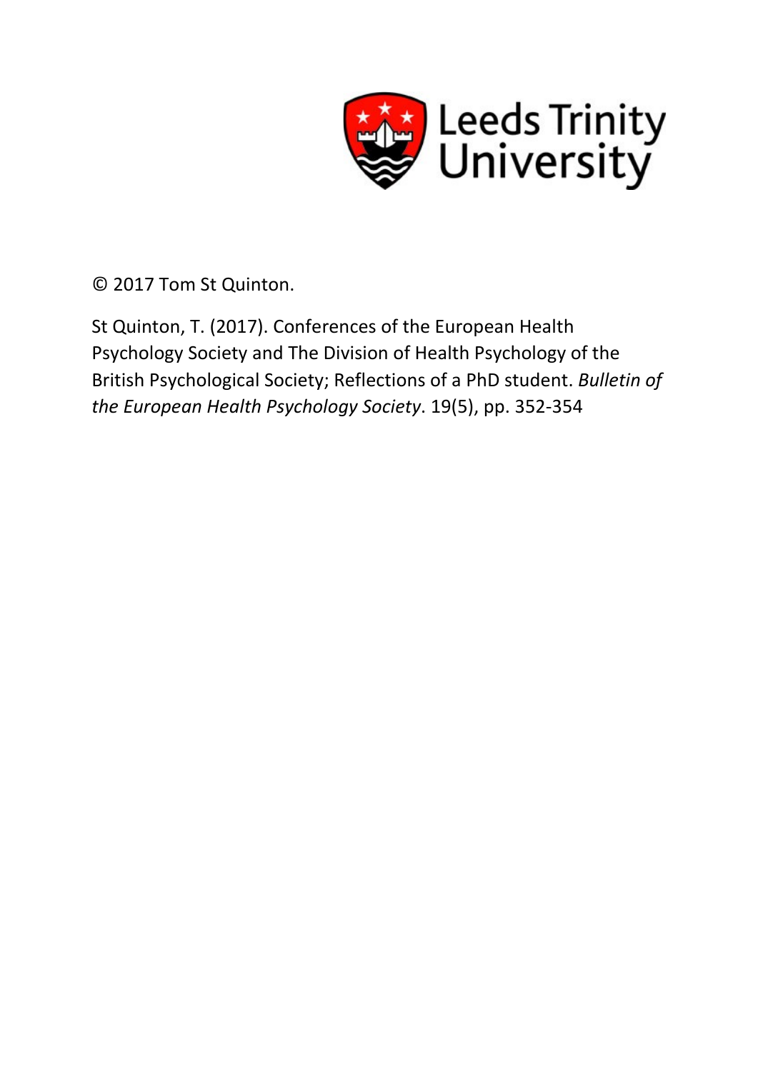Leeds Trinity University

© 2017 Tom St Quinton.

St Quinton, T. (2017). Conferences of the European Health Psychology Society and The Division of Health Psychology of the British Psychological Society; Reflections of a PhD student. *Bulletin of the European Health Psychology Society*. 19(5), pp. 352-354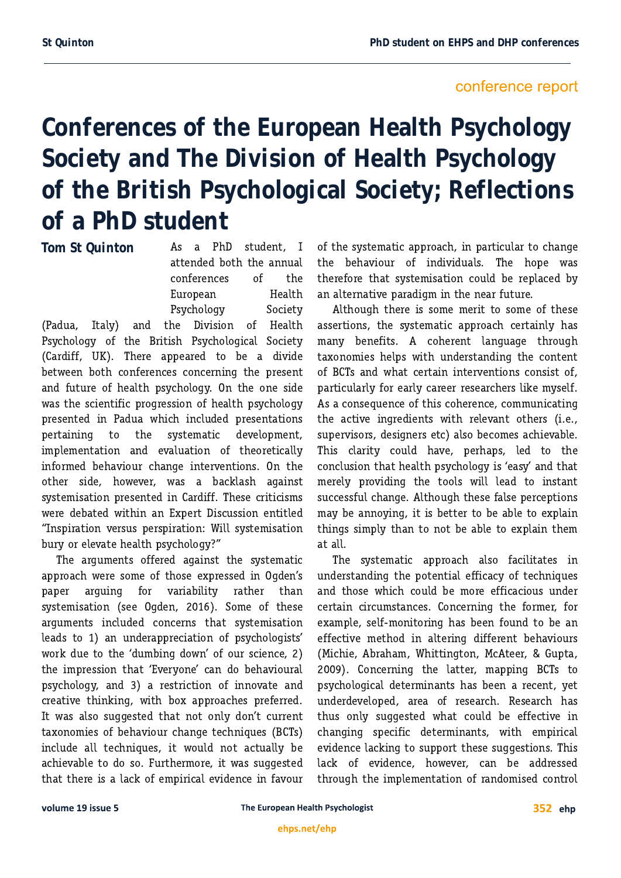conference report

# Conferences of the European Health Psychology Society and The Division of Health Psychology of the British Psychological Society; Reflections of a PhD student

**Tom St Quinton**

As a PhD student, I attended both the annual conferences of the European Health Psychology Society (Padua, Italy) and the Division of Health Psychology of the British Psychological Society (Cardiff, UK). There appeared to be a divide between both conferences concerning the present and future of health psychology. On the one side was the scientific progression of health psychology presented in Padua which included presentations pertaining to the systematic development, implementation and evaluation of theoretically informed behaviour change interventions. On the other side, however, was a backlash against systemisation presented in Cardiff. These criticisms were debated within an Expert Discussion entitled "Inspiration versus perspiration: Will systemisation bury or elevate health psychology?"

The arguments offered against the systematic approach were some of those expressed in Ogden's paper arguing for variability rather than systemisation (see Ogden, 2016). Some of these arguments included concerns that systemisation leads to 1) an underappreciation of psychologists' work due to the 'dumbing down' of our science, 2) the impression that 'Everyone' can do behavioural psychology, and 3) a restriction of innovate and creative thinking, with box approaches preferred. It was also suggested that not only don't current taxonomies of behaviour change techniques (BCTs) include all techniques, it would not actually be achievable to do so. Furthermore, it was suggested that there is a lack of empirical evidence in favour of the systematic approach, in particular to change the behaviour of individuals. The hope was therefore that systemisation could be replaced by an alternative paradigm in the near future.

Although there is some merit to some of these assertions, the systematic approach certainly has many benefits. A coherent language through taxonomies helps with understanding the content of BCTs and what certain interventions consist of, particularly for early career researchers like myself. As a consequence of this coherence, communicating the active ingredients with relevant others (i.e., supervisors, designers etc) also becomes achievable. This clarity could have, perhaps, led to the conclusion that health psychology is 'easy' and that merely providing the tools will lead to instant successful change. Although these false perceptions may be annoying, it is better to be able to explain things simply than to not be able to explain them at all.

The systematic approach also facilitates in understanding the potential efficacy of techniques and those which could be more efficacious under certain circumstances. Concerning the former, for example, self-monitoring has been found to be an effective method in altering different behaviours (Michie, Abraham, Whittington, McAteer, & Gupta, 2009). Concerning the latter, mapping BCTs to psychological determinants has been a recent, yet underdeveloped, area of research. Research has thus only suggested what could be effective in changing specific determinants, with empirical evidence lacking to support these suggestions. This lack of evidence, however, can be addressed through the implementation of randomised control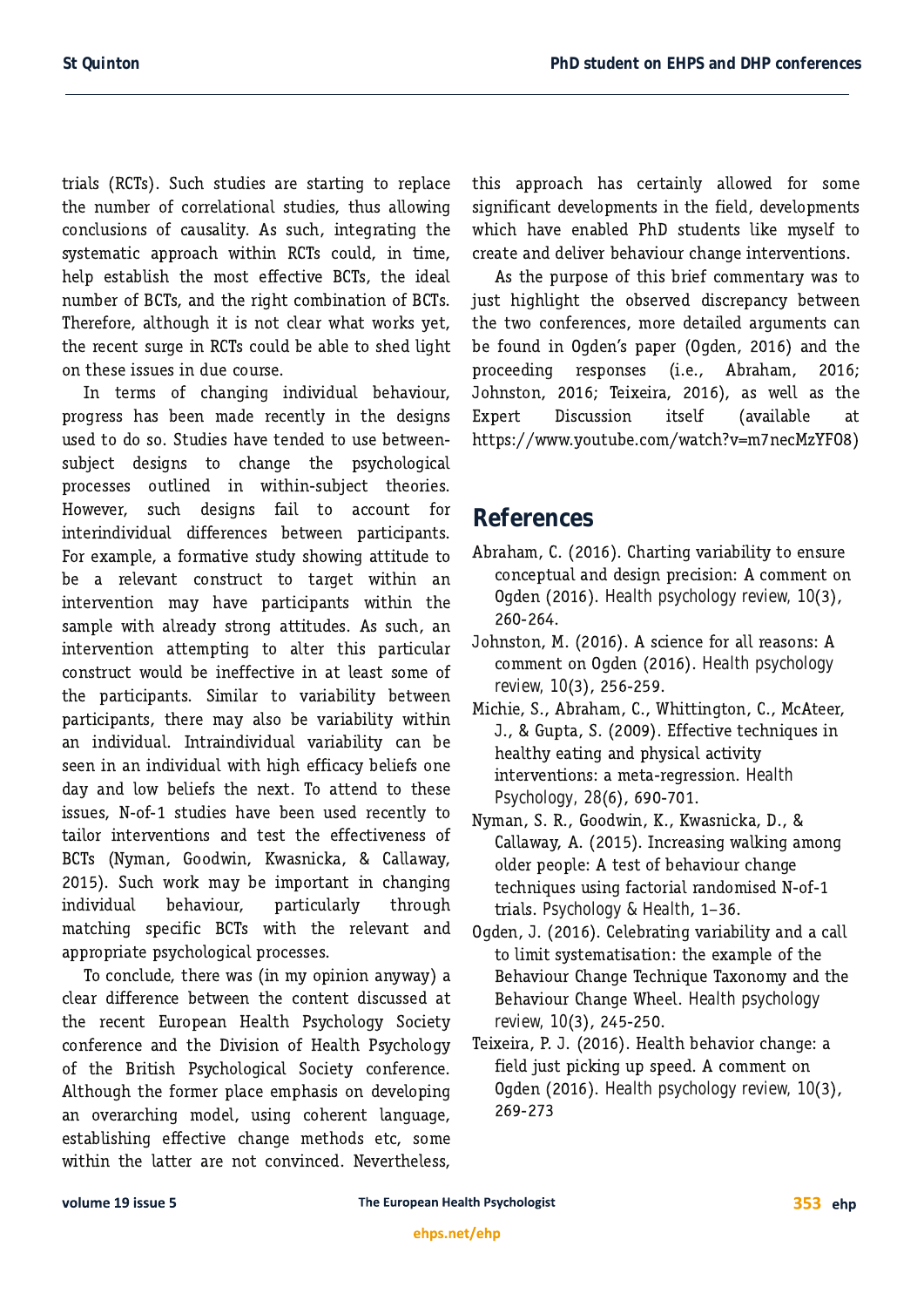trials (RCTs). Such studies are starting to replace the number of correlational studies, thus allowing conclusions of causality. As such, integrating the systematic approach within RCTs could, in time, help establish the most effective BCTs, the ideal number of BCTs, and the right combination of BCTs. Therefore, although it is not clear what works yet, the recent surge in RCTs could be able to shed light on these issues in due course.

In terms of changing individual behaviour, progress has been made recently in the designs used to do so. Studies have tended to use between-subject designs to change the psychological processes outlined in within-subject theories. However, such designs fail to account for interindividual differences between participants. For example, a formative study showing attitude to be a relevant construct to target within an intervention may have participants within the sample with already strong attitudes. As such, an intervention attempting to alter this particular construct would be ineffective in at least some of the participants. Similar to variability between participants, there may also be variability within an individual. Intraindividual variability can be seen in an individual with high efficacy beliefs one day and low beliefs the next. To attend to these issues, N-of-1 studies have been used recently to tailor interventions and test the effectiveness of BCTs (Nyman, Goodwin, Kwasnicka, & Callaway, 2015). Such work may be important in changing individual behaviour, particularly through matching specific BCTs with the relevant and appropriate psychological processes.

To conclude, there was (in my opinion anyway) a clear difference between the content discussed at the recent European Health Psychology Society conference and the Division of Health Psychology of the British Psychological Society conference. Although the former place emphasis on developing an overarching model, using coherent language, establishing effective change methods etc, some within the latter are not convinced. Nevertheless, this approach has certainly allowed for some significant developments in the field, developments which have enabled PhD students like myself to create and deliver behaviour change interventions.

As the purpose of this brief commentary was to just highlight the observed discrepancy between the two conferences, more detailed arguments can be found in Ogden's paper (Ogden, 2016) and the proceeding responses (i.e., Abraham, 2016; Johnston, 2016; Teixeira, 2016), as well as the Expert Discussion itself (available at https://www.youtube.com/watch?v=m7necMzYFO8)

## References

Abraham, C. (2016). Charting variability to ensure conceptual and design precision: A comment on Ogden (2016). *Health psychology review, 10*(3), 260-264.

Johnston, M. (2016). A science for all reasons: A comment on Ogden (2016). *Health psychology review, 10*(3), 256-259.

Michie, S., Abraham, C., Whittington, C., McAteer, J., & Gupta, S. (2009). Effective techniques in healthy eating and physical activity interventions: a meta-regression. *Health Psychology, 28*(6), 690-701.

Nyman, S. R., Goodwin, K., Kwasnicka, D., & Callaway, A. (2015). Increasing walking among older people: A test of behaviour change techniques using factorial randomised N-of-1 trials. *Psychology & Health*, 1–36.

Ogden, J. (2016). Celebrating variability and a call to limit systematisation: the example of the Behaviour Change Technique Taxonomy and the Behaviour Change Wheel. *Health psychology review, 10*(3), 245-250.

Teixeira, P. J. (2016). Health behavior change: a field just picking up speed. A comment on Ogden (2016). *Health psychology review, 10*(3), 269-273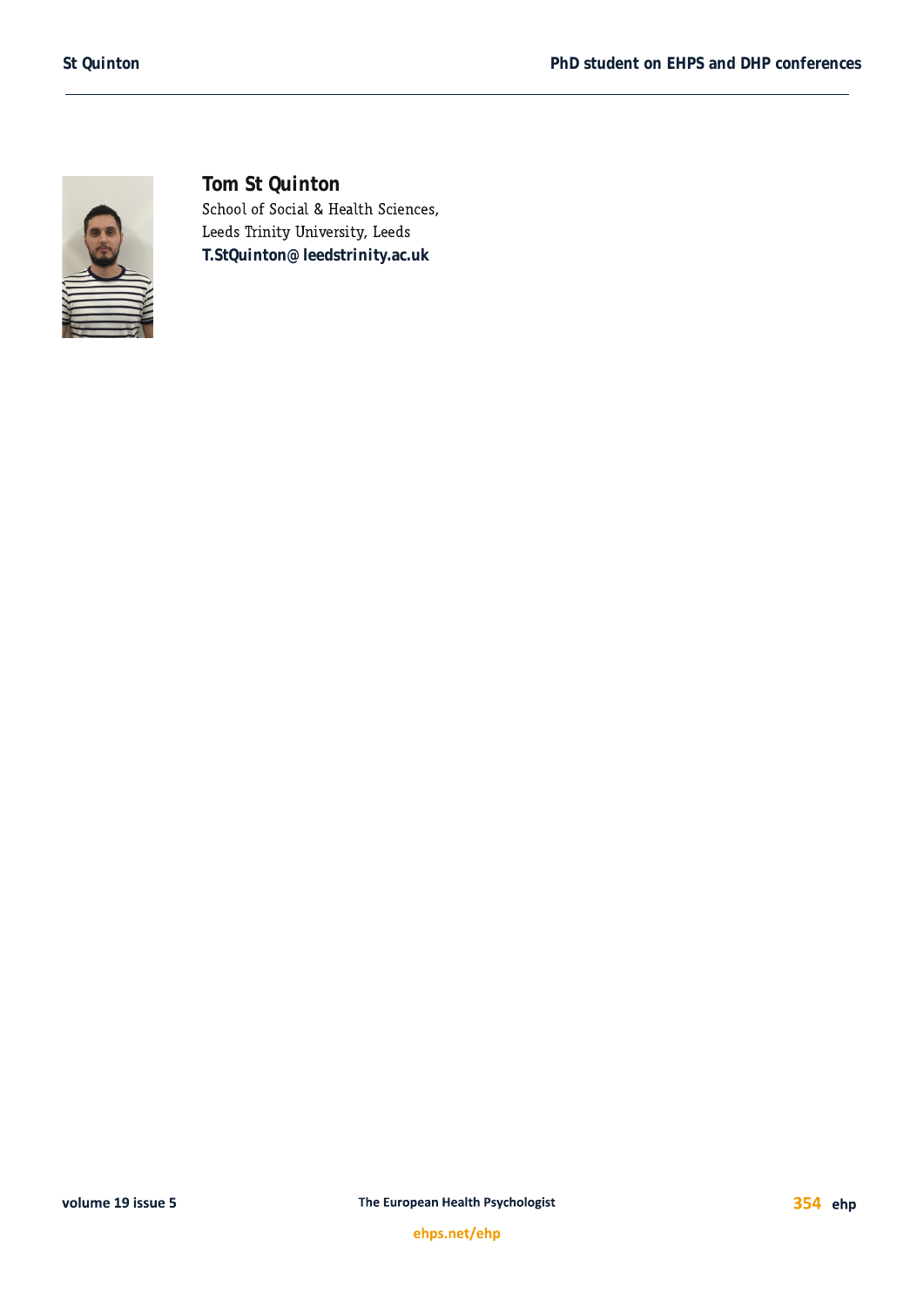**Tom St Quinton**
School of Social & Health Sciences,
Leeds Trinity University, Leeds
**T.StQuinton@leedstrinity.ac.uk**